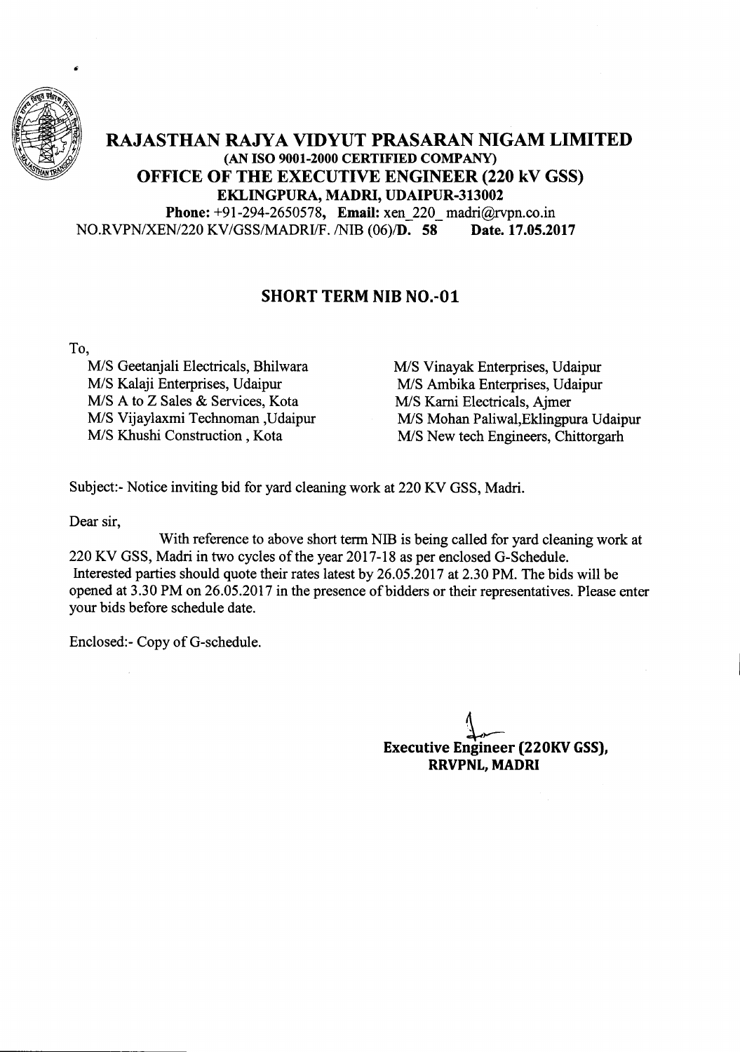# RAJASTHAN RAJYA VIDYUT PRASARAN NIGAM LIMITED

**(AN ISO 9001-2000 CERTIFIED COMPANY)**

## OFFICE OF THE EXECUTIVE ENGINEER (220 kV GSS)

**EKLINGPURA, MADRI, UDAIPUR-313002**

**Phone:** +91-294-2650578, **Email:** xen_220_ madri@rvpn.co.in

NO.RVPN/XEN/220 KV/GSS/MADRI/F. /NIB (06)/**D. 58** **Date. 17.05.2017**

## SHORT TERM NIB NO.-01

To,

M/S Geetanjali Electricals, Bhilwara
M/S Kalaji Enterprises, Udaipur
M/S A to Z Sales & Services, Kota
M/S Vijaylaxmi Technoman ,Udaipur
M/S Khushi Construction , Kota
M/S Vinayak Enterprises, Udaipur
M/S Ambika Enterprises, Udaipur
M/S Karni Electricals, Ajmer
M/S Mohan Paliwal,Eklingpura Udaipur
M/S New tech Engineers, Chittorgarh

Subject:- Notice inviting bid for yard cleaning work at 220 KV GSS, Madri.

Dear sir,

With reference to above short term NIB is being called for yard cleaning work at 220 KV GSS, Madri in two cycles of the year 2017-18 as per enclosed G-Schedule. Interested parties should quote their rates latest by 26.05.2017 at 2.30 PM. The bids will be opened at 3.30 PM on 26.05.2017 in the presence of bidders or their representatives. Please enter your bids before schedule date.

Enclosed:- Copy of G-schedule.

**Executive Engineer (220KV GSS),**
**RRVPNL, MADRI**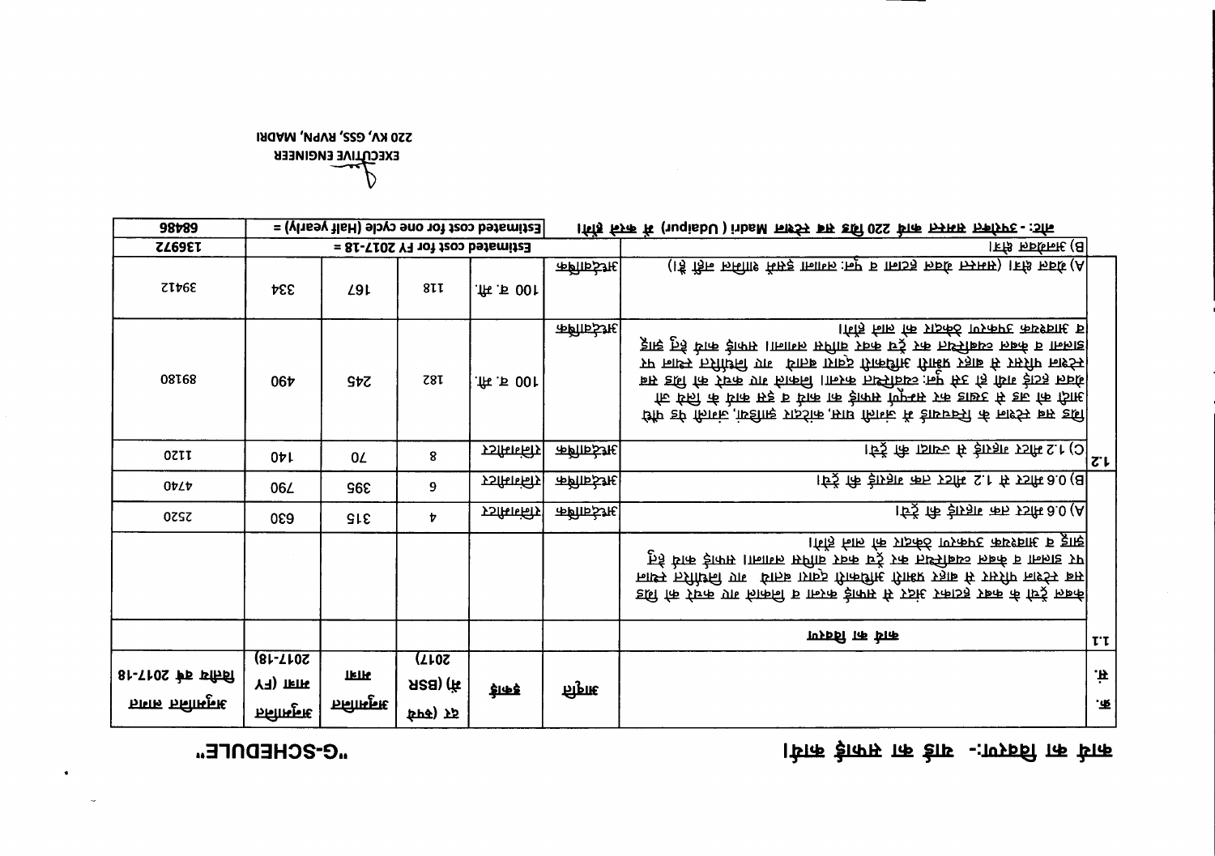## कार्य का विवरण:- घास की कटाई का कार्य। "G-SCHEDULE"

| क्र.सं. | | आधार | इकाई | दर (रू) (BSR में 2017) | अनुमानित मात्रा | अनुमानित मात्रा (FY 2017-18) | अनुमानित लागत वित्तीय वर्ष 2017-18 |
|---|---|---|---|---|---|---|---|
| 1.1 | कार्य का विवरण | | | | | | |
| | कम्पाउण्ड की घास को जड़ सहित खोदकर व निकालकर बाहर करने की खेप को सब स्टेशन परिसर से बाहर कहीं अधिकारियों द्वारा बताये गये निर्धारित स्थान पर डालना व कचरा उठाकर एक ढेर पर रखना सम्मिलित होगा। झाडू व आवश्यकतानुसार ढेर के रूप में जलाना। | | | | | | |
| | A) 0.6 मीटर तक ऊंचाई की दूब। | आवश्यकतानुसार | वर्गमीटर | 4 | 315 | 630 | 2520 |
| | B) 0.6 मीटर से 1.2 मीटर तक ऊंचाई की दूब। | आवश्यकतानुसार | वर्गमीटर | 6 | 395 | 790 | 4740 |
| | C) 1.2 मीटर से ज्यादा ऊंचाई की दूब। | आवश्यकतानुसार | वर्गमीटर | 8 | 70 | 140 | 1120 |
| 1.2 | सब स्टेशन के स्विचयार्ड के भीतर में उगी हुई घास, कंटीली झाड़ियाँ, अवांछित पेड़ पौधे आदि को जड़ से उखाड़ कर सम्पूर्ण सफाई का कार्य व इस कार्य के लिये जो निकाला गया कचरा है उसे सब स्टेशन परिसर से बाहर कहीं अधिकारियों द्वारा बताये गये निर्धारित स्थान पर डालना व कचरा उठाकर एक ढेर पर रखना सम्मिलित होगा। झाडू व आवश्यकतानुसार ढेर के रूप में जलाना। | आवश्यकतानुसार | 100 व.मी. | 182 | 245 | 490 | 89180 |
| | A) खरपतवार (सामान्य) घास व छोटे पौधे कटाई व सफाई हेतु (इसमें बड़ी झाड़ियाँ शामिल नहीं है।) | आवश्यकतानुसार | 100 व.मी. | 118 | 167 | 334 | 39412 |
| | B) अतिरिक्त सेवा। | Estimated cost for FY 2017-18 = | | | | | 136972 |
| | नोट:- उपरोक्त समस्त कार्य 220 के.वी. जी.एस.एस. Madri (Udaipur) में करने होंगे। | Estimated cost for one cycle (Half yearly) = | | | | | 68486 |

EXECUTIVE ENGINEER
220 KV, GSS, RVPN, MADRI